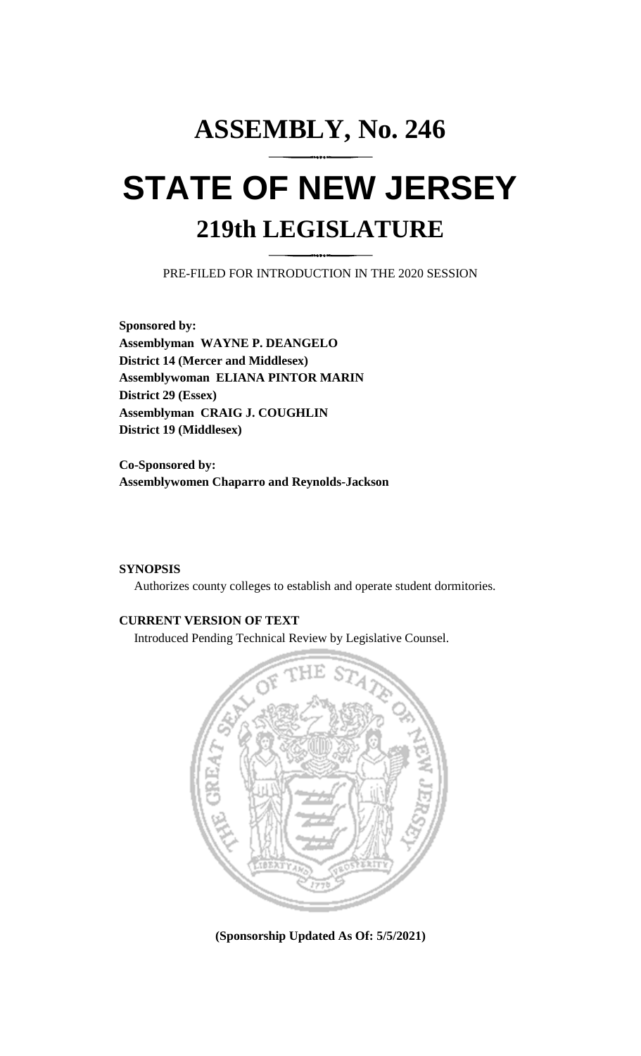# ASSEMBLY, No. 246

# STATE OF NEW JERSEY

## 219th LEGISLATURE

PRE-FILED FOR INTRODUCTION IN THE 2020 SESSION

**Sponsored by:**
**Assemblyman WAYNE P. DEANGELO**
**District 14 (Mercer and Middlesex)**
**Assemblywoman ELIANA PINTOR MARIN**
**District 29 (Essex)**
**Assemblyman CRAIG J. COUGHLIN**
**District 19 (Middlesex)**

**Co-Sponsored by:**
**Assemblywomen Chaparro and Reynolds-Jackson**

**SYNOPSIS**

Authorizes county colleges to establish and operate student dormitories.

**CURRENT VERSION OF TEXT**

Introduced Pending Technical Review by Legislative Counsel.

**(Sponsorship Updated As Of: 5/5/2021)**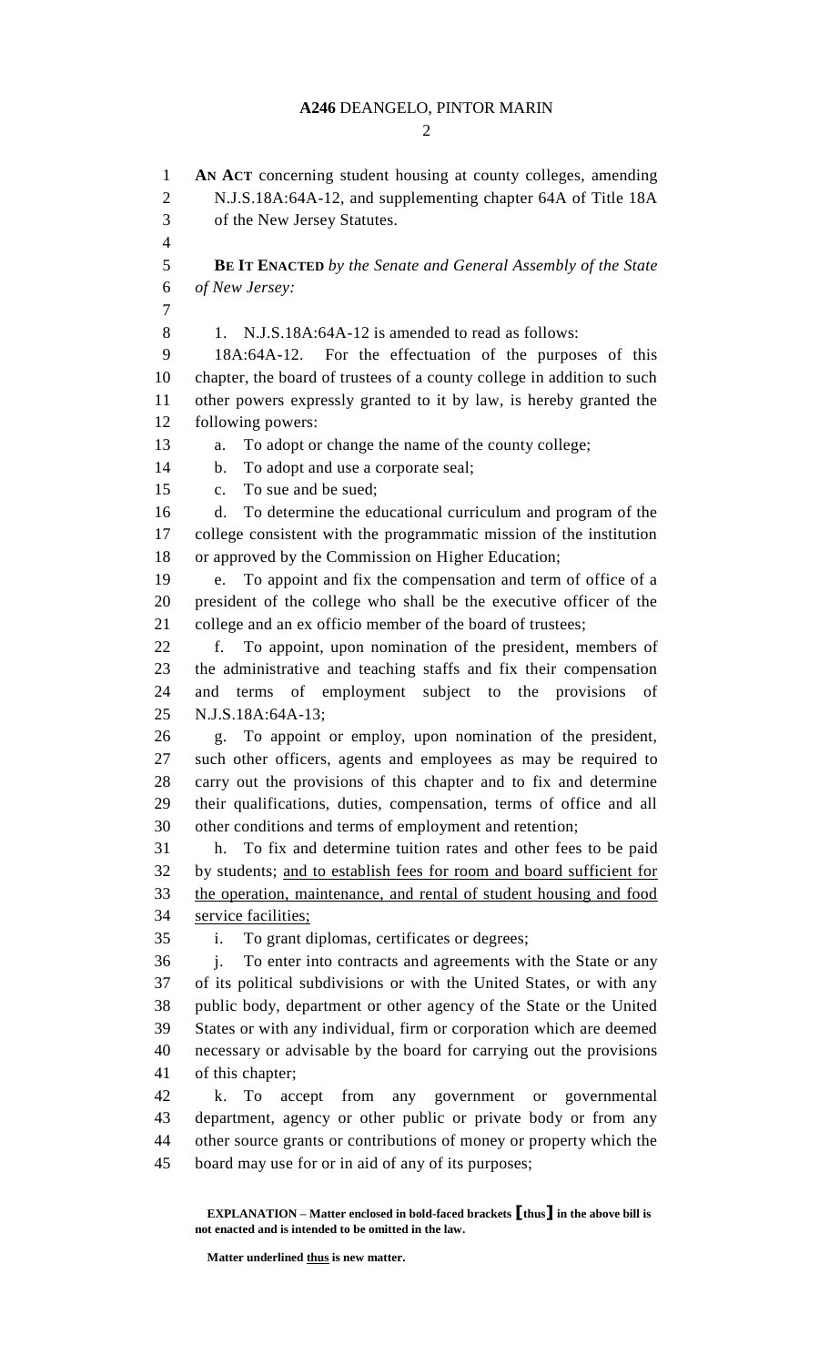**AN ACT** concerning student housing at county colleges, amending N.J.S.18A:64A-12, and supplementing chapter 64A of Title 18A of the New Jersey Statutes.

**BE IT ENACTED** *by the Senate and General Assembly of the State of New Jersey:*

1. N.J.S.18A:64A-12 is amended to read as follows:

18A:64A-12. For the effectuation of the purposes of this chapter, the board of trustees of a county college in addition to such other powers expressly granted to it by law, is hereby granted the following powers:

a. To adopt or change the name of the county college;

b. To adopt and use a corporate seal;

c. To sue and be sued;

d. To determine the educational curriculum and program of the college consistent with the programmatic mission of the institution or approved by the Commission on Higher Education;

e. To appoint and fix the compensation and term of office of a president of the college who shall be the executive officer of the college and an ex officio member of the board of trustees;

f. To appoint, upon nomination of the president, members of the administrative and teaching staffs and fix their compensation and terms of employment subject to the provisions of N.J.S.18A:64A-13;

g. To appoint or employ, upon nomination of the president, such other officers, agents and employees as may be required to carry out the provisions of this chapter and to fix and determine their qualifications, duties, compensation, terms of office and all other conditions and terms of employment and retention;

h. To fix and determine tuition rates and other fees to be paid by students; <u>and to establish fees for room and board sufficient for the operation, maintenance, and rental of student housing and food service facilities;</u>

i. To grant diplomas, certificates or degrees;

j. To enter into contracts and agreements with the State or any of its political subdivisions or with the United States, or with any public body, department or other agency of the State or the United States or with any individual, firm or corporation which are deemed necessary or advisable by the board for carrying out the provisions of this chapter;

k. To accept from any government or governmental department, agency or other public or private body or from any other source grants or contributions of money or property which the board may use for or in aid of any of its purposes;

**EXPLANATION – Matter enclosed in bold-faced brackets [thus] in the above bill is not enacted and is intended to be omitted in the law.**

**Matter underlined <u>thus</u> is new matter.**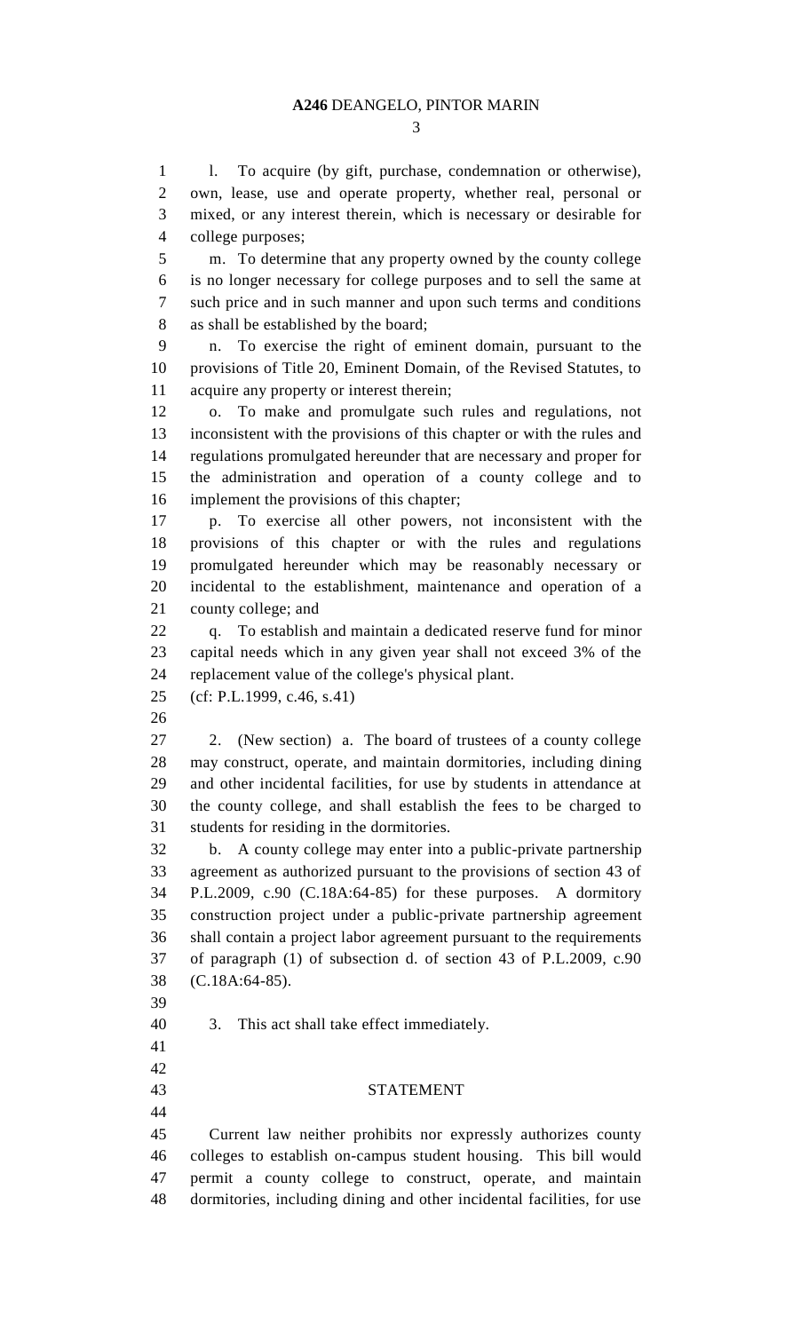l. To acquire (by gift, purchase, condemnation or otherwise), own, lease, use and operate property, whether real, personal or mixed, or any interest therein, which is necessary or desirable for college purposes;

m. To determine that any property owned by the county college is no longer necessary for college purposes and to sell the same at such price and in such manner and upon such terms and conditions as shall be established by the board;

n. To exercise the right of eminent domain, pursuant to the provisions of Title 20, Eminent Domain, of the Revised Statutes, to acquire any property or interest therein;

o. To make and promulgate such rules and regulations, not inconsistent with the provisions of this chapter or with the rules and regulations promulgated hereunder that are necessary and proper for the administration and operation of a county college and to implement the provisions of this chapter;

p. To exercise all other powers, not inconsistent with the provisions of this chapter or with the rules and regulations promulgated hereunder which may be reasonably necessary or incidental to the establishment, maintenance and operation of a county college; and

q. To establish and maintain a dedicated reserve fund for minor capital needs which in any given year shall not exceed 3% of the replacement value of the college's physical plant.

(cf: P.L.1999, c.46, s.41)

2. (New section) a. The board of trustees of a county college may construct, operate, and maintain dormitories, including dining and other incidental facilities, for use by students in attendance at the county college, and shall establish the fees to be charged to students for residing in the dormitories.

b. A county college may enter into a public-private partnership agreement as authorized pursuant to the provisions of section 43 of P.L.2009, c.90 (C.18A:64-85) for these purposes. A dormitory construction project under a public-private partnership agreement shall contain a project labor agreement pursuant to the requirements of paragraph (1) of subsection d. of section 43 of P.L.2009, c.90 (C.18A:64-85).

3. This act shall take effect immediately.

## STATEMENT

Current law neither prohibits nor expressly authorizes county colleges to establish on-campus student housing. This bill would permit a county college to construct, operate, and maintain dormitories, including dining and other incidental facilities, for use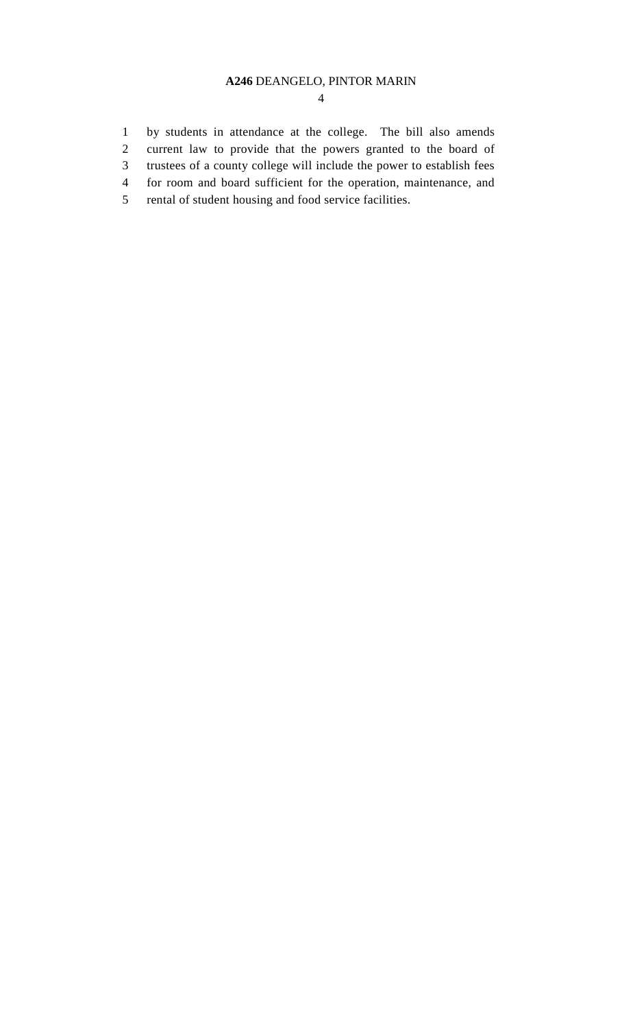by students in attendance at the college. The bill also amends current law to provide that the powers granted to the board of trustees of a county college will include the power to establish fees for room and board sufficient for the operation, maintenance, and rental of student housing and food service facilities.